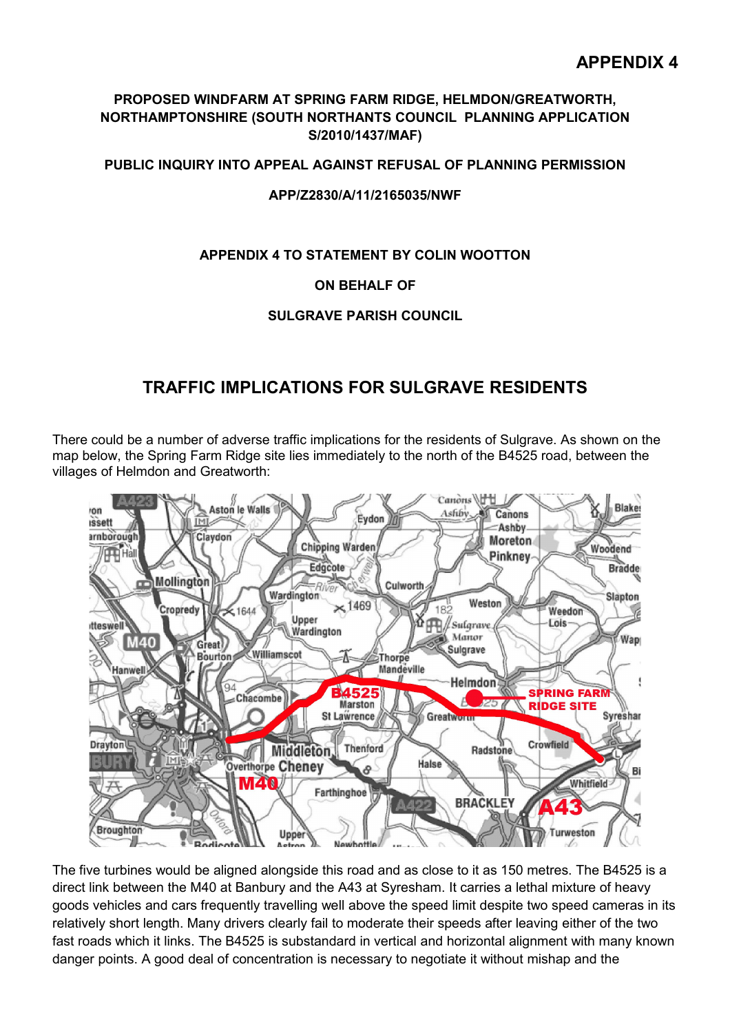# APPENDIX 4

**PROPOSED WINDFARM AT SPRING FARM RIDGE, HELMDON/GREATWORTH, NORTHAMPTONSHIRE (SOUTH NORTHANTS COUNCIL PLANNING APPLICATION S/2010/1437/MAF)**

**PUBLIC INQUIRY INTO APPEAL AGAINST REFUSAL OF PLANNING PERMISSION**

**APP/Z2830/A/11/2165035/NWF**

**APPENDIX 4 TO STATEMENT BY COLIN WOOTTON**

**ON BEHALF OF**

**SULGRAVE PARISH COUNCIL**

## TRAFFIC IMPLICATIONS FOR SULGRAVE RESIDENTS

There could be a number of adverse traffic implications for the residents of Sulgrave. As shown on the map below, the Spring Farm Ridge site lies immediately to the north of the B4525 road, between the villages of Helmdon and Greatworth:

The five turbines would be aligned alongside this road and as close to it as 150 metres. The B4525 is a direct link between the M40 at Banbury and the A43 at Syresham. It carries a lethal mixture of heavy goods vehicles and cars frequently travelling well above the speed limit despite two speed cameras in its relatively short length. Many drivers clearly fail to moderate their speeds after leaving either of the two fast roads which it links. The B4525 is substandard in vertical and horizontal alignment with many known danger points. A good deal of concentration is necessary to negotiate it without mishap and the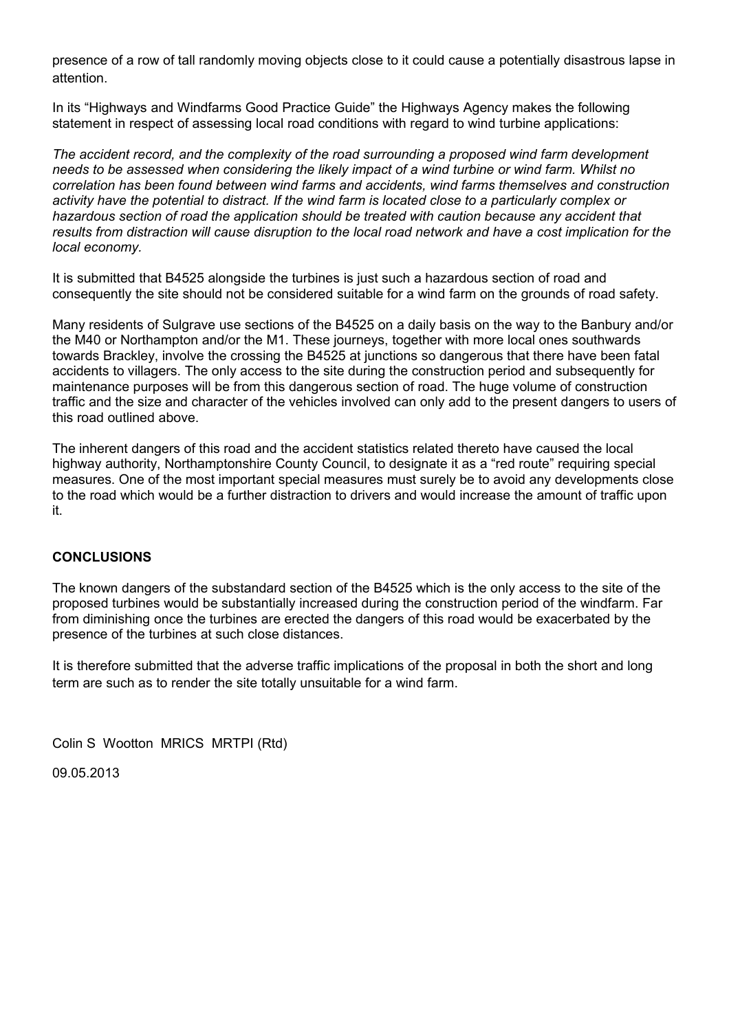presence of a row of tall randomly moving objects close to it could cause a potentially disastrous lapse in attention.

In its "Highways and Windfarms Good Practice Guide" the Highways Agency makes the following statement in respect of assessing local road conditions with regard to wind turbine applications:

*The accident record, and the complexity of the road surrounding a proposed wind farm development needs to be assessed when considering the likely impact of a wind turbine or wind farm. Whilst no correlation has been found between wind farms and accidents, wind farms themselves and construction activity have the potential to distract. If the wind farm is located close to a particularly complex or hazardous section of road the application should be treated with caution because any accident that results from distraction will cause disruption to the local road network and have a cost implication for the local economy.*

It is submitted that B4525 alongside the turbines is just such a hazardous section of road and consequently the site should not be considered suitable for a wind farm on the grounds of road safety.

Many residents of Sulgrave use sections of the B4525 on a daily basis on the way to the Banbury and/or the M40 or Northampton and/or the M1. These journeys, together with more local ones southwards towards Brackley, involve the crossing the B4525 at junctions so dangerous that there have been fatal accidents to villagers. The only access to the site during the construction period and subsequently for maintenance purposes will be from this dangerous section of road. The huge volume of construction traffic and the size and character of the vehicles involved can only add to the present dangers to users of this road outlined above.

The inherent dangers of this road and the accident statistics related thereto have caused the local highway authority, Northamptonshire County Council, to designate it as a "red route" requiring special measures. One of the most important special measures must surely be to avoid any developments close to the road which would be a further distraction to drivers and would increase the amount of traffic upon it.

**CONCLUSIONS**

The known dangers of the substandard section of the B4525 which is the only access to the site of the proposed turbines would be substantially increased during the construction period of the windfarm. Far from diminishing once the turbines are erected the dangers of this road would be exacerbated by the presence of the turbines at such close distances.

It is therefore submitted that the adverse traffic implications of the proposal in both the short and long term are such as to render the site totally unsuitable for a wind farm.

Colin S Wootton MRICS MRTPI (Rtd)

09.05.2013